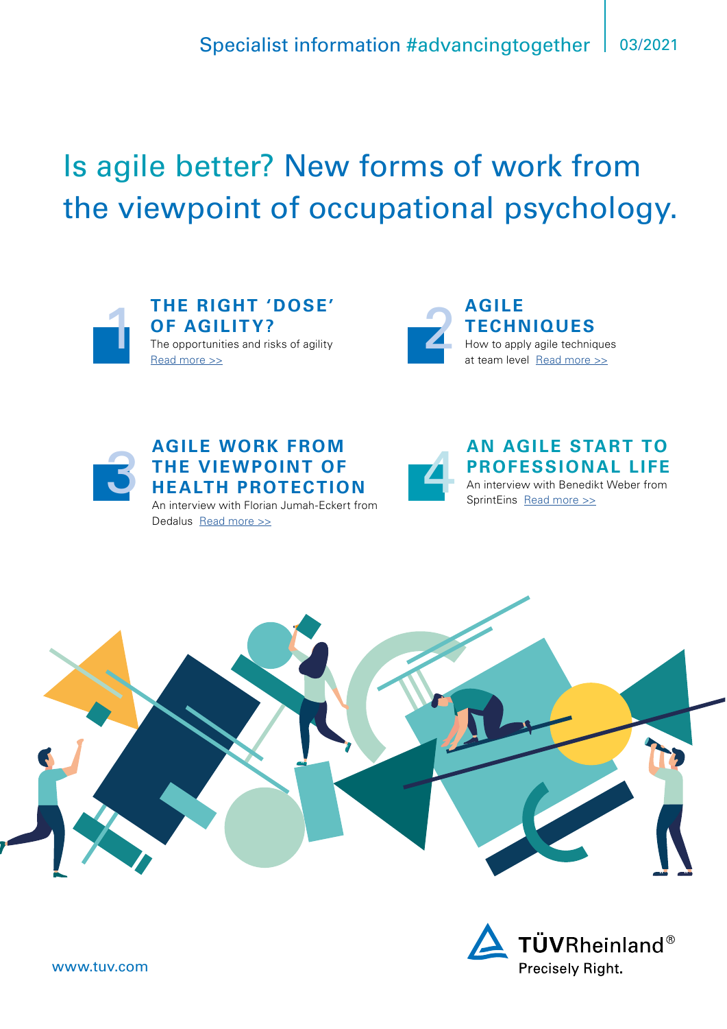Specialist information #advancingtogether | 03/2021

# Is agile better? New forms of work from the viewpoint of occupational psychology.

## 1 THE RIGHT 'DOSE' OF AGILITY?

The opportunities and risks of agility
Read more >>

## 2 AGILE TECHNIQUES

How to apply agile techniques at team level Read more >>

## 3 AGILE WORK FROM THE VIEWPOINT OF HEALTH PROTECTION

An interview with Florian Jumah-Eckert from Dedalus Read more >>

## 4 AN AGILE START TO PROFESSIONAL LIFE

An interview with Benedikt Weber from SprintEins Read more >>

www.tuv.com

TÜVRheinland®
Precisely Right.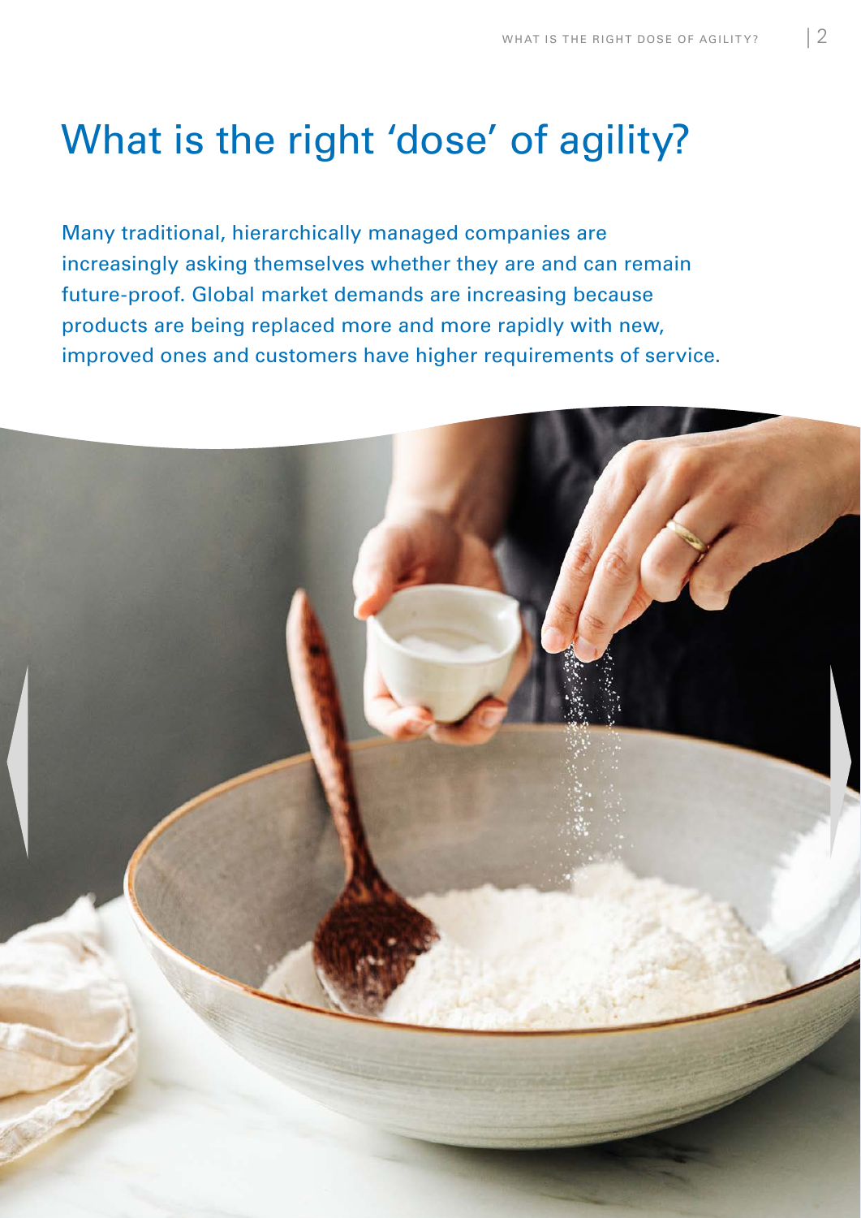# What is the right 'dose' of agility?

Many traditional, hierarchically managed companies are increasingly asking themselves whether they are and can remain future-proof. Global market demands are increasing because products are being replaced more and more rapidly with new, improved ones and customers have higher requirements of service.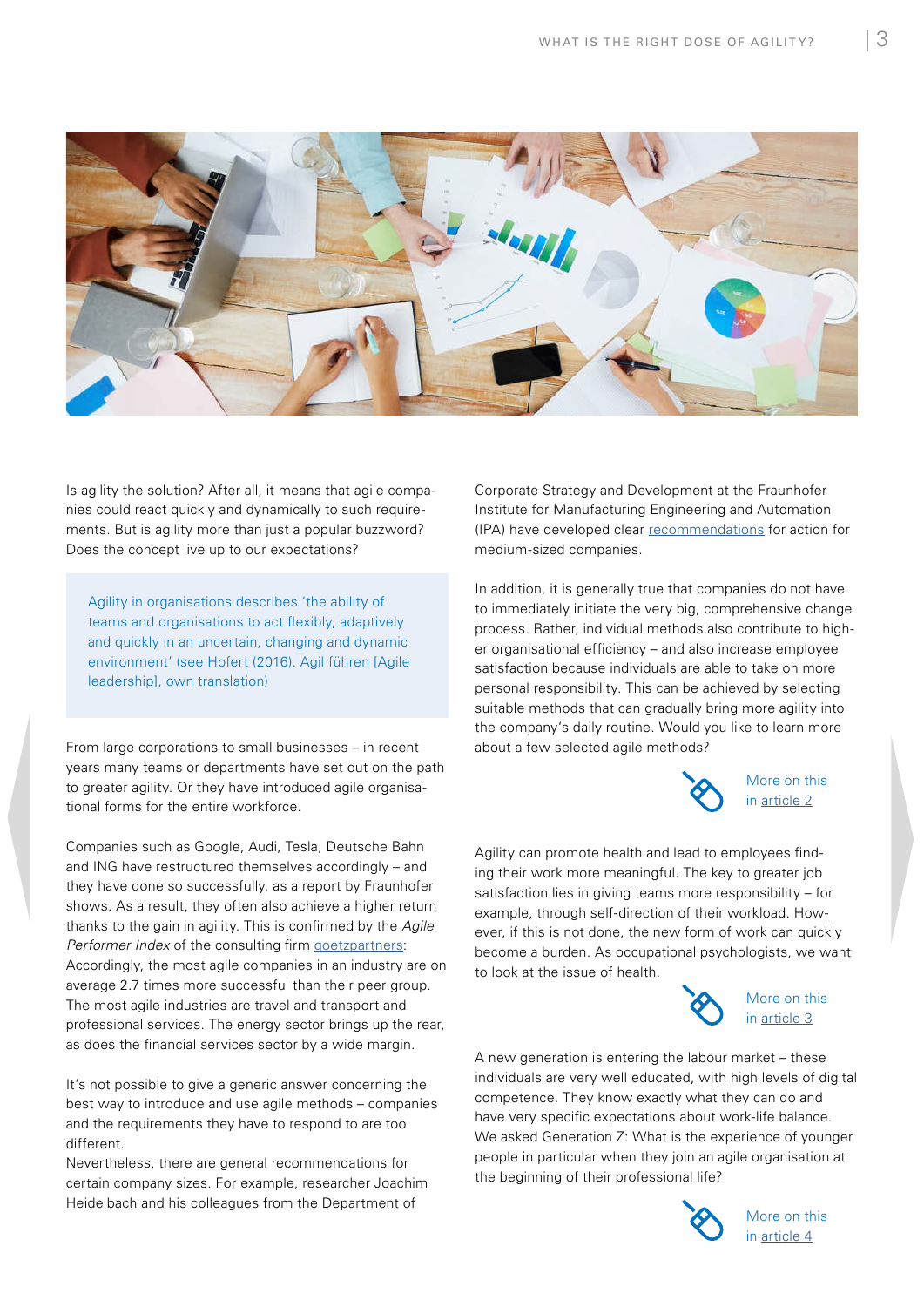Is agility the solution? After all, it means that agile companies could react quickly and dynamically to such requirements. But is agility more than just a popular buzzword? Does the concept live up to our expectations?

> Agility in organisations describes 'the ability of teams and organisations to act flexibly, adaptively and quickly in an uncertain, changing and dynamic environment' (see Hofert (2016). Agil führen [Agile leadership], own translation)

From large corporations to small businesses – in recent years many teams or departments have set out on the path to greater agility. Or they have introduced agile organisational forms for the entire workforce.

Companies such as Google, Audi, Tesla, Deutsche Bahn and ING have restructured themselves accordingly – and they have done so successfully, as a report by Fraunhofer shows. As a result, they often also achieve a higher return thanks to the gain in agility. This is confirmed by the *Agile Performer Index* of the consulting firm goetzpartners: Accordingly, the most agile companies in an industry are on average 2.7 times more successful than their peer group. The most agile industries are travel and transport and professional services. The energy sector brings up the rear, as does the financial services sector by a wide margin.

It's not possible to give a generic answer concerning the best way to introduce and use agile methods – companies and the requirements they have to respond to are too different.
Nevertheless, there are general recommendations for certain company sizes. For example, researcher Joachim Heidelbach and his colleagues from the Department of Corporate Strategy and Development at the Fraunhofer Institute for Manufacturing Engineering and Automation (IPA) have developed clear recommendations for action for medium-sized companies.

In addition, it is generally true that companies do not have to immediately initiate the very big, comprehensive change process. Rather, individual methods also contribute to higher organisational efficiency – and also increase employee satisfaction because individuals are able to take on more personal responsibility. This can be achieved by selecting suitable methods that can gradually bring more agility into the company's daily routine. Would you like to learn more about a few selected agile methods?

More on this in article 2

Agility can promote health and lead to employees finding their work more meaningful. The key to greater job satisfaction lies in giving teams more responsibility – for example, through self-direction of their workload. However, if this is not done, the new form of work can quickly become a burden. As occupational psychologists, we want to look at the issue of health.

More on this in article 3

A new generation is entering the labour market – these individuals are very well educated, with high levels of digital competence. They know exactly what they can do and have very specific expectations about work-life balance. We asked Generation Z: What is the experience of younger people in particular when they join an agile organisation at the beginning of their professional life?

More on this in article 4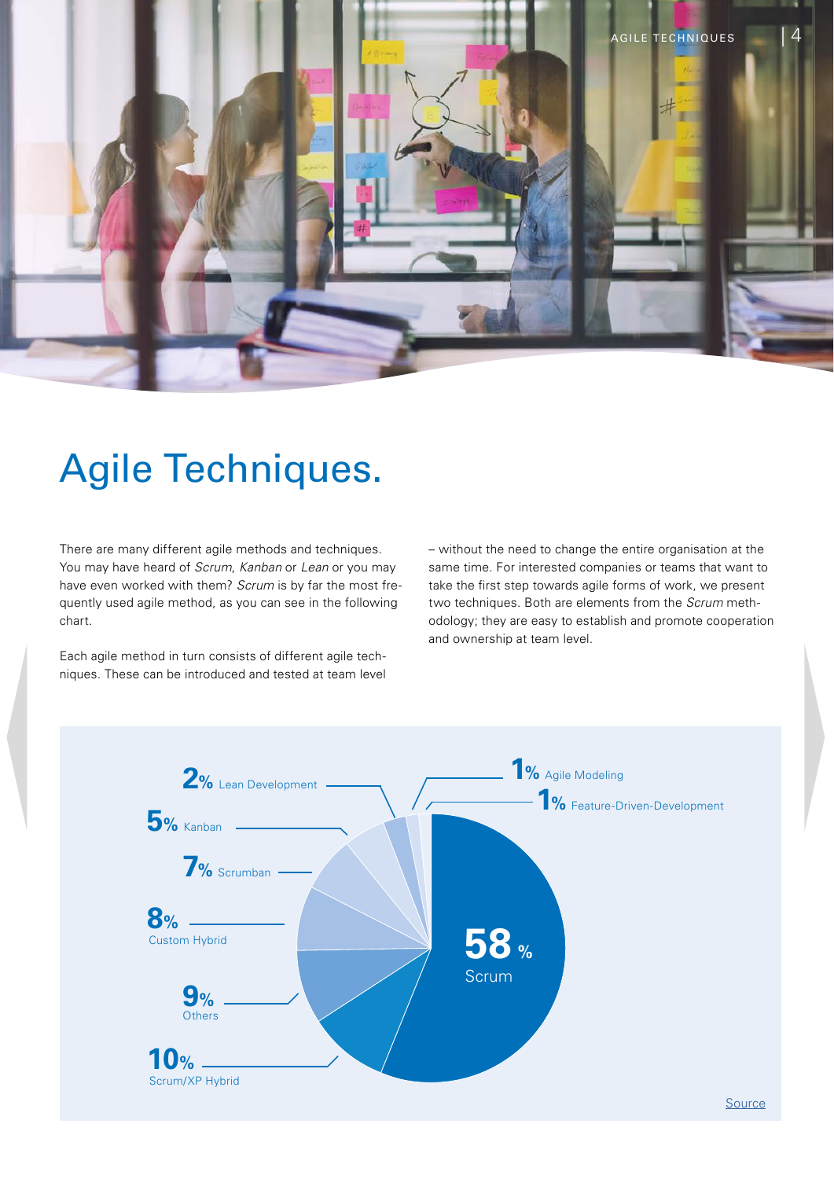# Agile Techniques.

There are many different agile methods and techniques. You may have heard of *Scrum*, *Kanban* or *Lean* or you may have even worked with them? *Scrum* is by far the most frequently used agile method, as you can see in the following chart.

Each agile method in turn consists of different agile techniques. These can be introduced and tested at team level – without the need to change the entire organisation at the same time. For interested companies or teams that want to take the first step towards agile forms of work, we present two techniques. Both are elements from the *Scrum* methodology; they are easy to establish and promote cooperation and ownership at team level.

| Method | Share |
| --- | --- |
| Scrum | 58 % |
| Scrum/XP Hybrid | 10 % |
| Others | 9 % |
| Custom Hybrid | 8 % |
| Scrumban | 7 % |
| Kanban | 5 % |
| Lean Development | 2 % |
| Agile Modeling | 1 % |
| Feature-Driven-Development | 1 % |

Source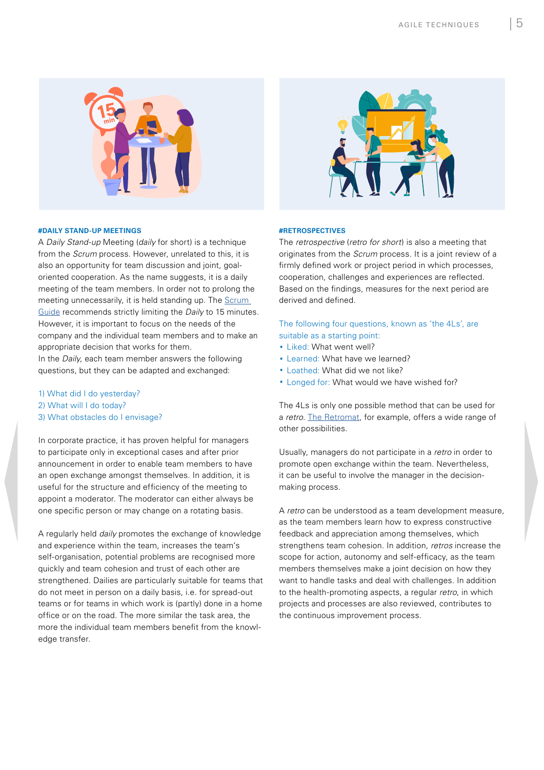#### #DAILY STAND-UP MEETINGS

A *Daily Stand-up* Meeting (*daily* for short) is a technique from the *Scrum* process. However, unrelated to this, it is also an opportunity for team discussion and joint, goal-oriented cooperation. As the name suggests, it is a daily meeting of the team members. In order not to prolong the meeting unnecessarily, it is held standing up. The Scrum Guide recommends strictly limiting the *Daily* to 15 minutes. However, it is important to focus on the needs of the company and the individual team members and to make an appropriate decision that works for them.
In the *Daily*, each team member answers the following questions, but they can be adapted and exchanged:

1) What did I do yesterday?
2) What will I do today?
3) What obstacles do I envisage?

In corporate practice, it has proven helpful for managers to participate only in exceptional cases and after prior announcement in order to enable team members to have an open exchange amongst themselves. In addition, it is useful for the structure and efficiency of the meeting to appoint a moderator. The moderator can either always be one specific person or may change on a rotating basis.

A regularly held *daily* promotes the exchange of knowledge and experience within the team, increases the team's self-organisation, potential problems are recognised more quickly and team cohesion and trust of each other are strengthened. Dailies are particularly suitable for teams that do not meet in person on a daily basis, i.e. for spread-out teams or for teams in which work is (partly) done in a home office or on the road. The more similar the task area, the more the individual team members benefit from the knowledge transfer.

#### #RETROSPECTIVES

The *retrospective* (*retro for short*) is also a meeting that originates from the *Scrum* process. It is a joint review of a firmly defined work or project period in which processes, cooperation, challenges and experiences are reflected. Based on the findings, measures for the next period are derived and defined.

The following four questions, known as 'the 4Ls', are suitable as a starting point:

- Liked: What went well?
- Learned: What have we learned?
- Loathed: What did we not like?
- Longed for: What would we have wished for?

The 4Ls is only one possible method that can be used for a *retro*. The Retromat, for example, offers a wide range of other possibilities.

Usually, managers do not participate in a *retro* in order to promote open exchange within the team. Nevertheless, it can be useful to involve the manager in the decision-making process.

A *retro* can be understood as a team development measure, as the team members learn how to express constructive feedback and appreciation among themselves, which strengthens team cohesion. In addition, *retros* increase the scope for action, autonomy and self-efficacy, as the team members themselves make a joint decision on how they want to handle tasks and deal with challenges. In addition to the health-promoting aspects, a regular *retro*, in which projects and processes are also reviewed, contributes to the continuous improvement process.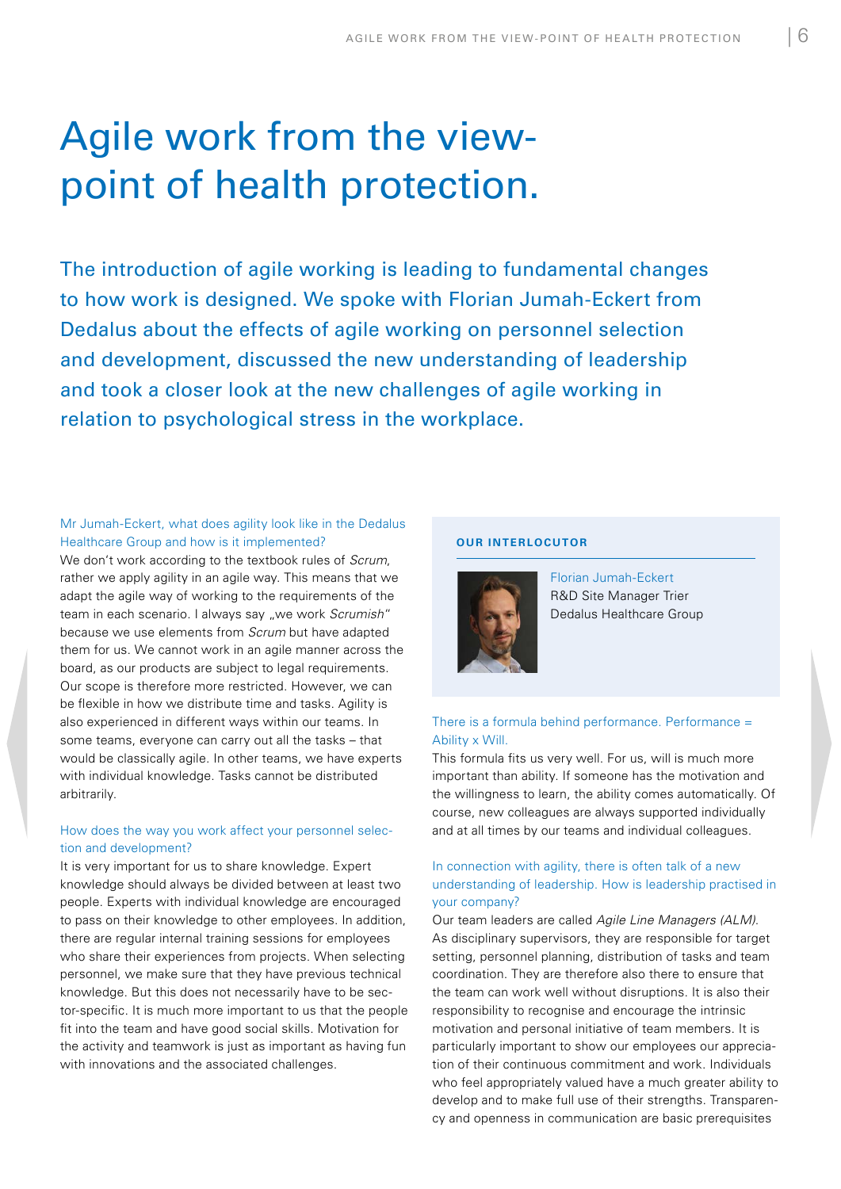# Agile work from the view-point of health protection.

The introduction of agile working is leading to fundamental changes to how work is designed. We spoke with Florian Jumah-Eckert from Dedalus about the effects of agile working on personnel selection and development, discussed the new understanding of leadership and took a closer look at the new challenges of agile working in relation to psychological stress in the workplace.

**OUR INTERLOCUTOR**

Florian Jumah-Eckert
R&D Site Manager Trier
Dedalus Healthcare Group

**Mr Jumah-Eckert, what does agility look like in the Dedalus Healthcare Group and how is it implemented?**

We don't work according to the textbook rules of *Scrum*, rather we apply agility in an agile way. This means that we adapt the agile way of working to the requirements of the team in each scenario. I always say „we work *Scrumish*" because we use elements from *Scrum* but have adapted them for us. We cannot work in an agile manner across the board, as our products are subject to legal requirements. Our scope is therefore more restricted. However, we can be flexible in how we distribute time and tasks. Agility is also experienced in different ways within our teams. In some teams, everyone can carry out all the tasks – that would be classically agile. In other teams, we have experts with individual knowledge. Tasks cannot be distributed arbitrarily.

**How does the way you work affect your personnel selection and development?**

It is very important for us to share knowledge. Expert knowledge should always be divided between at least two people. Experts with individual knowledge are encouraged to pass on their knowledge to other employees. In addition, there are regular internal training sessions for employees who share their experiences from projects. When selecting personnel, we make sure that they have previous technical knowledge. But this does not necessarily have to be sector-specific. It is much more important to us that the people fit into the team and have good social skills. Motivation for the activity and teamwork is just as important as having fun with innovations and the associated challenges.

**There is a formula behind performance. Performance = Ability x Will.**

This formula fits us very well. For us, will is much more important than ability. If someone has the motivation and the willingness to learn, the ability comes automatically. Of course, new colleagues are always supported individually and at all times by our teams and individual colleagues.

**In connection with agility, there is often talk of a new understanding of leadership. How is leadership practised in your company?**

Our team leaders are called *Agile Line Managers (ALM)*. As disciplinary supervisors, they are responsible for target setting, personnel planning, distribution of tasks and team coordination. They are therefore also there to ensure that the team can work well without disruptions. It is also their responsibility to recognise and encourage the intrinsic motivation and personal initiative of team members. It is particularly important to show our employees our appreciation of their continuous commitment and work. Individuals who feel appropriately valued have a much greater ability to develop and to make full use of their strengths. Transparency and openness in communication are basic prerequisites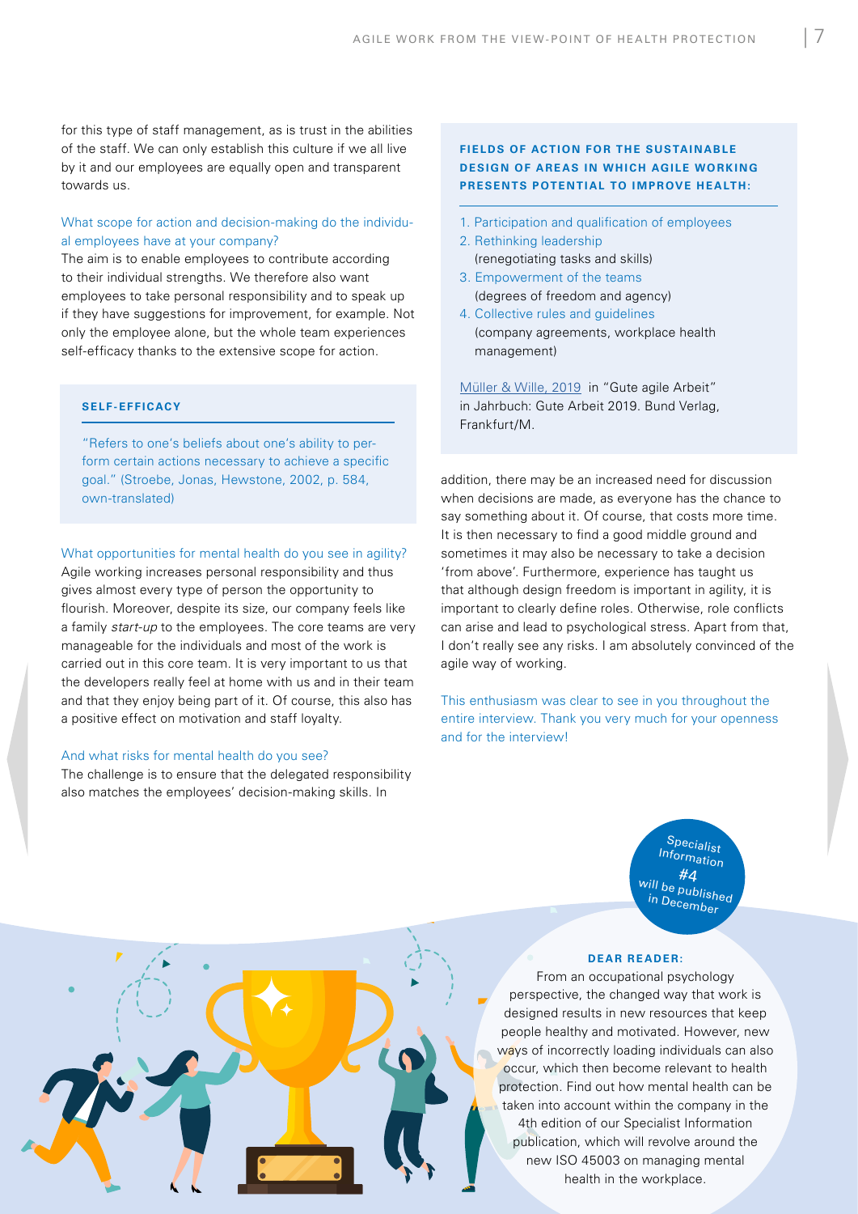for this type of staff management, as is trust in the abilities of the staff. We can only establish this culture if we all live by it and our employees are equally open and transparent towards us.

What scope for action and decision-making do the individual employees have at your company?

The aim is to enable employees to contribute according to their individual strengths. We therefore also want employees to take personal responsibility and to speak up if they have suggestions for improvement, for example. Not only the employee alone, but the whole team experiences self-efficacy thanks to the extensive scope for action.

> **SELF-EFFICACY**
>
> "Refers to one's beliefs about one's ability to perform certain actions necessary to achieve a specific goal." (Stroebe, Jonas, Hewstone, 2002, p. 584, own-translated)

What opportunities for mental health do you see in agility?

Agile working increases personal responsibility and thus gives almost every type of person the opportunity to flourish. Moreover, despite its size, our company feels like a family *start-up* to the employees. The core teams are very manageable for the individuals and most of the work is carried out in this core team. It is very important to us that the developers really feel at home with us and in their team and that they enjoy being part of it. Of course, this also has a positive effect on motivation and staff loyalty.

And what risks for mental health do you see?

The challenge is to ensure that the delegated responsibility also matches the employees' decision-making skills. In addition, there may be an increased need for discussion when decisions are made, as everyone has the chance to say something about it. Of course, that costs more time. It is then necessary to find a good middle ground and sometimes it may also be necessary to take a decision 'from above'. Furthermore, experience has taught us that although design freedom is important in agility, it is important to clearly define roles. Otherwise, role conflicts can arise and lead to psychological stress. Apart from that, I don't really see any risks. I am absolutely convinced of the agile way of working.

This enthusiasm was clear to see in you throughout the entire interview. Thank you very much for your openness and for the interview!

> **FIELDS OF ACTION FOR THE SUSTAINABLE DESIGN OF AREAS IN WHICH AGILE WORKING PRESENTS POTENTIAL TO IMPROVE HEALTH:**
>
> 1. Participation and qualification of employees
> 2. Rethinking leadership (renegotiating tasks and skills)
> 3. Empowerment of the teams (degrees of freedom and agency)
> 4. Collective rules and guidelines (company agreements, workplace health management)
>
> Müller & Wille, 2019 in "Gute agile Arbeit" in Jahrbuch: Gute Arbeit 2019. Bund Verlag, Frankfurt/M.

Specialist Information #4 will be published in December

**DEAR READER:**

From an occupational psychology perspective, the changed way that work is designed results in new resources that keep people healthy and motivated. However, new ways of incorrectly loading individuals can also occur, which then become relevant to health protection. Find out how mental health can be taken into account within the company in the 4th edition of our Specialist Information publication, which will revolve around the new ISO 45003 on managing mental health in the workplace.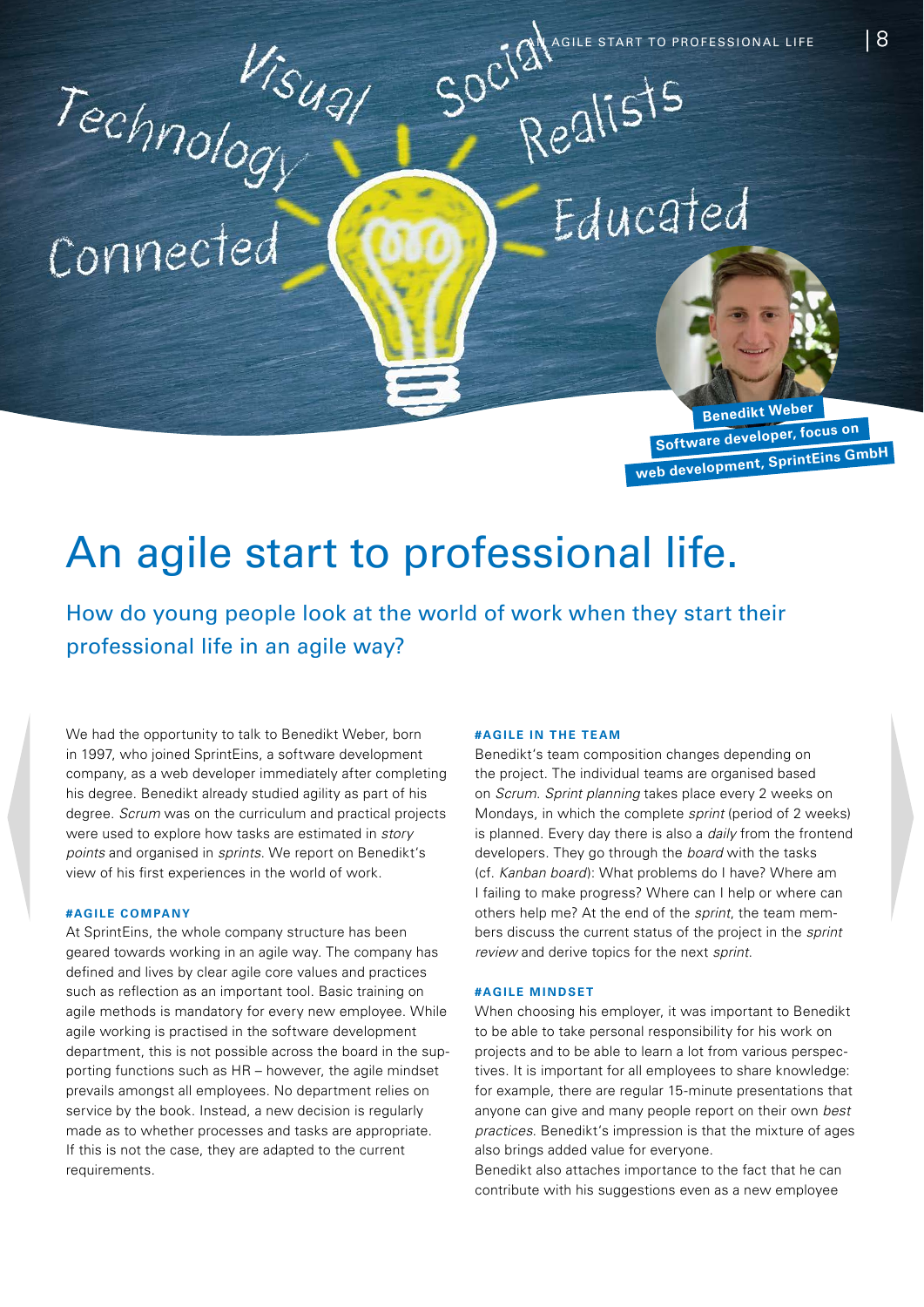Benedikt Weber
Software developer, focus on web development, SprintEins GmbH

# An agile start to professional life.

## How do young people look at the world of work when they start their professional life in an agile way?

We had the opportunity to talk to Benedikt Weber, born in 1997, who joined SprintEins, a software development company, as a web developer immediately after completing his degree. Benedikt already studied agility as part of his degree. *Scrum* was on the curriculum and practical projects were used to explore how tasks are estimated in *story points* and organised in *sprints*. We report on Benedikt's view of his first experiences in the world of work.

#### #AGILE COMPANY

At SprintEins, the whole company structure has been geared towards working in an agile way. The company has defined and lives by clear agile core values and practices such as reflection as an important tool. Basic training on agile methods is mandatory for every new employee. While agile working is practised in the software development department, this is not possible across the board in the supporting functions such as HR – however, the agile mindset prevails amongst all employees. No department relies on service by the book. Instead, a new decision is regularly made as to whether processes and tasks are appropriate. If this is not the case, they are adapted to the current requirements.

#### #AGILE IN THE TEAM

Benedikt's team composition changes depending on the project. The individual teams are organised based on *Scrum*. *Sprint planning* takes place every 2 weeks on Mondays, in which the complete *sprint* (period of 2 weeks) is planned. Every day there is also a *daily* from the frontend developers. They go through the *board* with the tasks (cf. *Kanban board*): What problems do I have? Where am I failing to make progress? Where can I help or where can others help me? At the end of the *sprint*, the team members discuss the current status of the project in the *sprint review* and derive topics for the next *sprint*.

#### #AGILE MINDSET

When choosing his employer, it was important to Benedikt to be able to take personal responsibility for his work on projects and to be able to learn a lot from various perspectives. It is important for all employees to share knowledge: for example, there are regular 15-minute presentations that anyone can give and many people report on their own *best practices*. Benedikt's impression is that the mixture of ages also brings added value for everyone.

Benedikt also attaches importance to the fact that he can contribute with his suggestions even as a new employee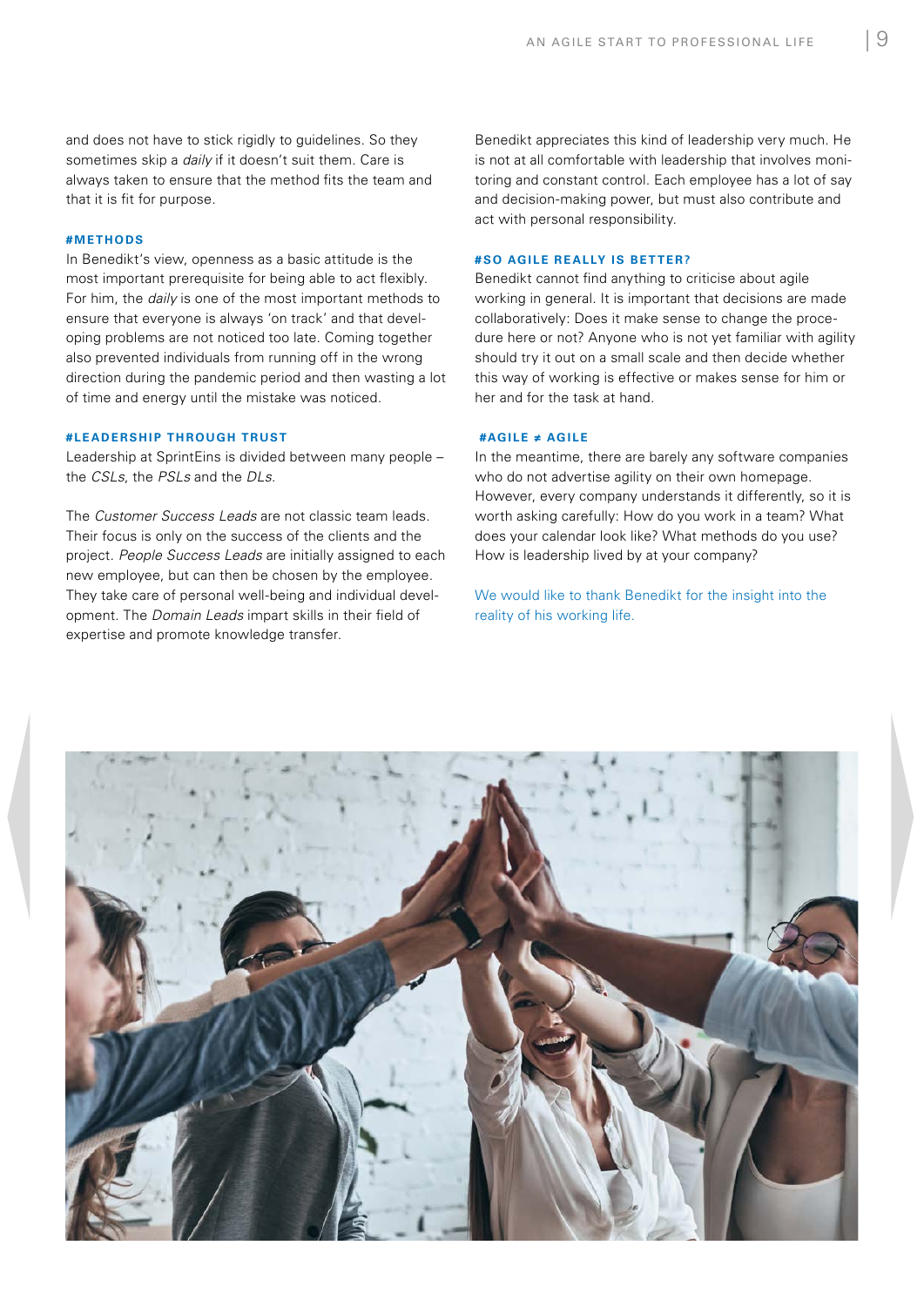and does not have to stick rigidly to guidelines. So they sometimes skip a *daily* if it doesn't suit them. Care is always taken to ensure that the method fits the team and that it is fit for purpose.

#### #METHODS

In Benedikt's view, openness as a basic attitude is the most important prerequisite for being able to act flexibly. For him, the *daily* is one of the most important methods to ensure that everyone is always 'on track' and that developing problems are not noticed too late. Coming together also prevented individuals from running off in the wrong direction during the pandemic period and then wasting a lot of time and energy until the mistake was noticed.

#### #LEADERSHIP THROUGH TRUST

Leadership at SprintEins is divided between many people – the *CSLs*, the *PSLs* and the *DLs*.

The *Customer Success Leads* are not classic team leads. Their focus is only on the success of the clients and the project. *People Success Leads* are initially assigned to each new employee, but can then be chosen by the employee. They take care of personal well-being and individual development. The *Domain Leads* impart skills in their field of expertise and promote knowledge transfer.

Benedikt appreciates this kind of leadership very much. He is not at all comfortable with leadership that involves monitoring and constant control. Each employee has a lot of say and decision-making power, but must also contribute and act with personal responsibility.

#### #SO AGILE REALLY IS BETTER?

Benedikt cannot find anything to criticise about agile working in general. It is important that decisions are made collaboratively: Does it make sense to change the procedure here or not? Anyone who is not yet familiar with agility should try it out on a small scale and then decide whether this way of working is effective or makes sense for him or her and for the task at hand.

#### #AGILE ≠ AGILE

In the meantime, there are barely any software companies who do not advertise agility on their own homepage. However, every company understands it differently, so it is worth asking carefully: How do you work in a team? What does your calendar look like? What methods do you use? How is leadership lived by at your company?

We would like to thank Benedikt for the insight into the reality of his working life.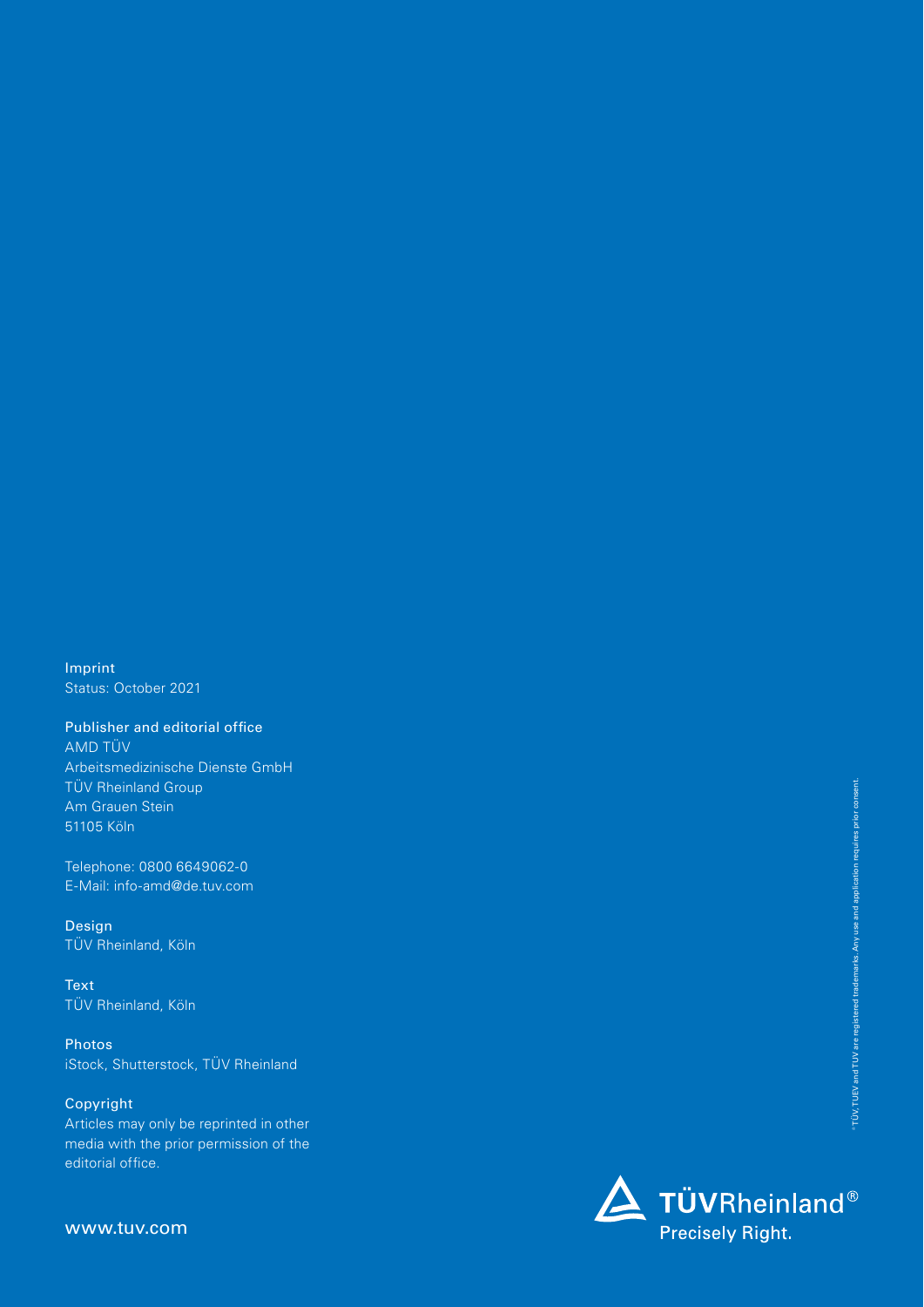Imprint
Status: October 2021

Publisher and editorial office
AMD TÜV
Arbeitsmedizinische Dienste GmbH
TÜV Rheinland Group
Am Grauen Stein
51105 Köln

Telephone: 0800 6649062-0
E-Mail: info-amd@de.tuv.com

Design
TÜV Rheinland, Köln

Text
TÜV Rheinland, Köln

Photos
iStock, Shutterstock, TÜV Rheinland

Copyright
Articles may only be reprinted in other media with the prior permission of the editorial office.

www.tuv.com

® TÜV, TUEV and TUV are registered trademarks. Any use and application requires prior consent.

TÜVRheinland®
Precisely Right.